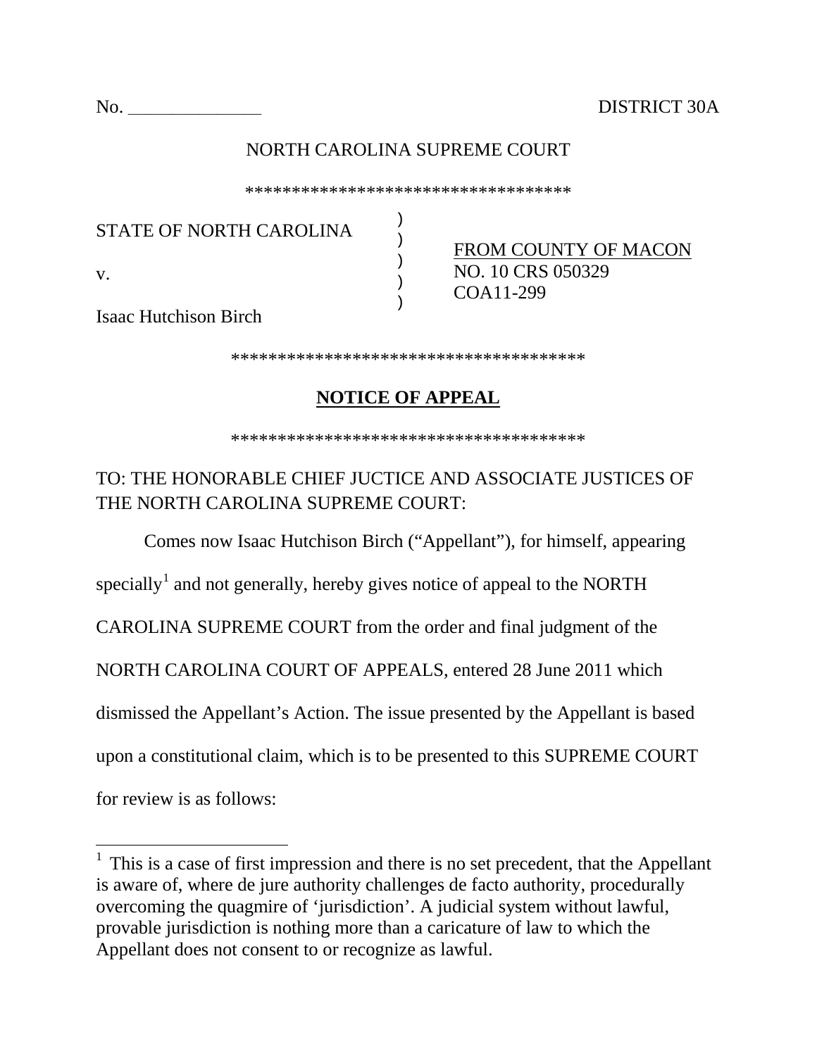No. ______________ DISTRICT 30A

NORTH CAROLINA SUPREME COURT

\*\*\*\*\*\*\*\*\*\*\*\*\*\*\*\*\*\*\*\*\*\*\*\*\*\*\*\*\*\*\*\*\*\*\*\*

STATE OF NORTH CAROLINA )
)
v. )
)
Isaac Hutchison Birch )

FROM COUNTY OF MACON
NO. 10 CRS 050329
COA11-299

\*\*\*\*\*\*\*\*\*\*\*\*\*\*\*\*\*\*\*\*\*\*\*\*\*\*\*\*\*\*\*\*\*\*\*\*\*\*

# NOTICE OF APPEAL

\*\*\*\*\*\*\*\*\*\*\*\*\*\*\*\*\*\*\*\*\*\*\*\*\*\*\*\*\*\*\*\*\*\*\*\*\*\*

TO: THE HONORABLE CHIEF JUCTICE AND ASSOCIATE JUSTICES OF THE NORTH CAROLINA SUPREME COURT:

Comes now Isaac Hutchison Birch ("Appellant"), for himself, appearing specially[1] and not generally, hereby gives notice of appeal to the NORTH CAROLINA SUPREME COURT from the order and final judgment of the NORTH CAROLINA COURT OF APPEALS, entered 28 June 2011 which dismissed the Appellant's Action. The issue presented by the Appellant is based upon a constitutional claim, which is to be presented to this SUPREME COURT for review is as follows:

---

[1] This is a case of first impression and there is no set precedent, that the Appellant is aware of, where de jure authority challenges de facto authority, procedurally overcoming the quagmire of 'jurisdiction'. A judicial system without lawful, provable jurisdiction is nothing more than a caricature of law to which the Appellant does not consent to or recognize as lawful.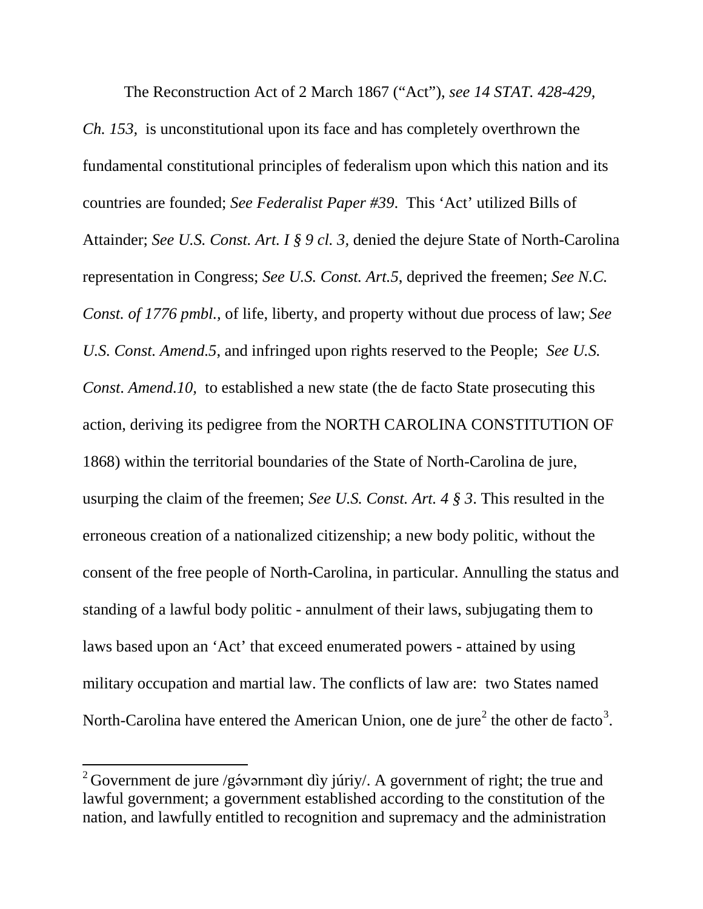The Reconstruction Act of 2 March 1867 ("Act"), *see 14 STAT. 428-429, Ch. 153,* is unconstitutional upon its face and has completely overthrown the fundamental constitutional principles of federalism upon which this nation and its countries are founded; *See Federalist Paper #39*. This 'Act' utilized Bills of Attainder; *See U.S. Const. Art. I § 9 cl. 3*, denied the dejure State of North-Carolina representation in Congress; *See U.S. Const. Art.5*, deprived the freemen; *See N.C. Const. of 1776 pmbl.*, of life, liberty, and property without due process of law; *See U.S. Const. Amend.5*, and infringed upon rights reserved to the People; *See U.S. Const. Amend.10,* to established a new state (the de facto State prosecuting this action, deriving its pedigree from the NORTH CAROLINA CONSTITUTION OF 1868) within the territorial boundaries of the State of North-Carolina de jure, usurping the claim of the freemen; *See U.S. Const. Art. 4 § 3*. This resulted in the erroneous creation of a nationalized citizenship; a new body politic, without the consent of the free people of North-Carolina, in particular. Annulling the status and standing of a lawful body politic - annulment of their laws, subjugating them to laws based upon an 'Act' that exceed enumerated powers - attained by using military occupation and martial law. The conflicts of law are: two States named North-Carolina have entered the American Union, one de jure[2] the other de facto[3].

---

[2] Government de jure /gə́vərnmənt dìy júriy/. A government of right; the true and lawful government; a government established according to the constitution of the nation, and lawfully entitled to recognition and supremacy and the administration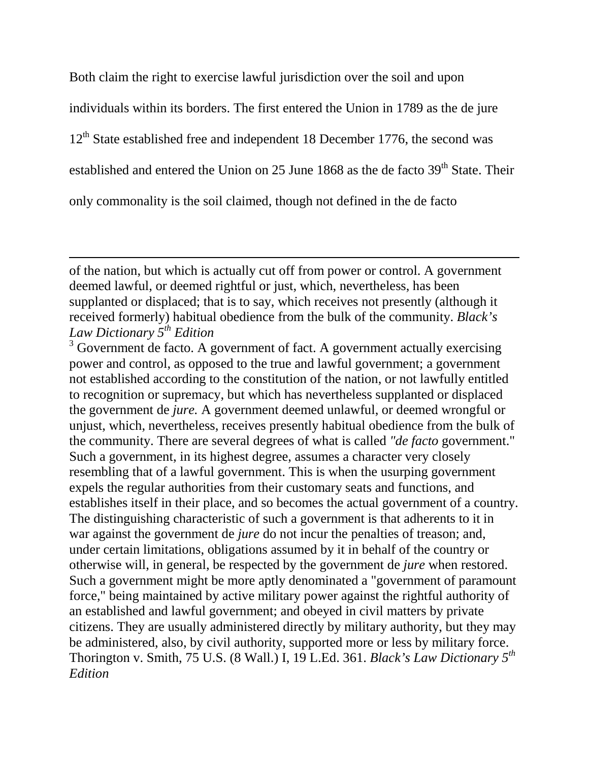Both claim the right to exercise lawful jurisdiction over the soil and upon individuals within its borders. The first entered the Union in 1789 as the de jure 12th State established free and independent 18 December 1776, the second was established and entered the Union on 25 June 1868 as the de facto 39th State. Their only commonality is the soil claimed, though not defined in the de facto

---

of the nation, but which is actually cut off from power or control. A government deemed lawful, or deemed rightful or just, which, nevertheless, has been supplanted or displaced; that is to say, which receives not presently (although it received formerly) habitual obedience from the bulk of the community. *Black's Law Dictionary 5th Edition*

[3] Government de facto. A government of fact. A government actually exercising power and control, as opposed to the true and lawful government; a government not established according to the constitution of the nation, or not lawfully entitled to recognition or supremacy, but which has nevertheless supplanted or displaced the government de *jure.* A government deemed unlawful, or deemed wrongful or unjust, which, nevertheless, receives presently habitual obedience from the bulk of the community. There are several degrees of what is called *"de facto* government." Such a government, in its highest degree, assumes a character very closely resembling that of a lawful government. This is when the usurping government expels the regular authorities from their customary seats and functions, and establishes itself in their place, and so becomes the actual government of a country. The distinguishing characteristic of such a government is that adherents to it in war against the government de *jure* do not incur the penalties of treason; and, under certain limitations, obligations assumed by it in behalf of the country or otherwise will, in general, be respected by the government de *jure* when restored. Such a government might be more aptly denominated a "government of paramount force," being maintained by active military power against the rightful authority of an established and lawful government; and obeyed in civil matters by private citizens. They are usually administered directly by military authority, but they may be administered, also, by civil authority, supported more or less by military force. Thorington v. Smith, 75 U.S. (8 Wall.) I, 19 L.Ed. 361. *Black's Law Dictionary 5th Edition*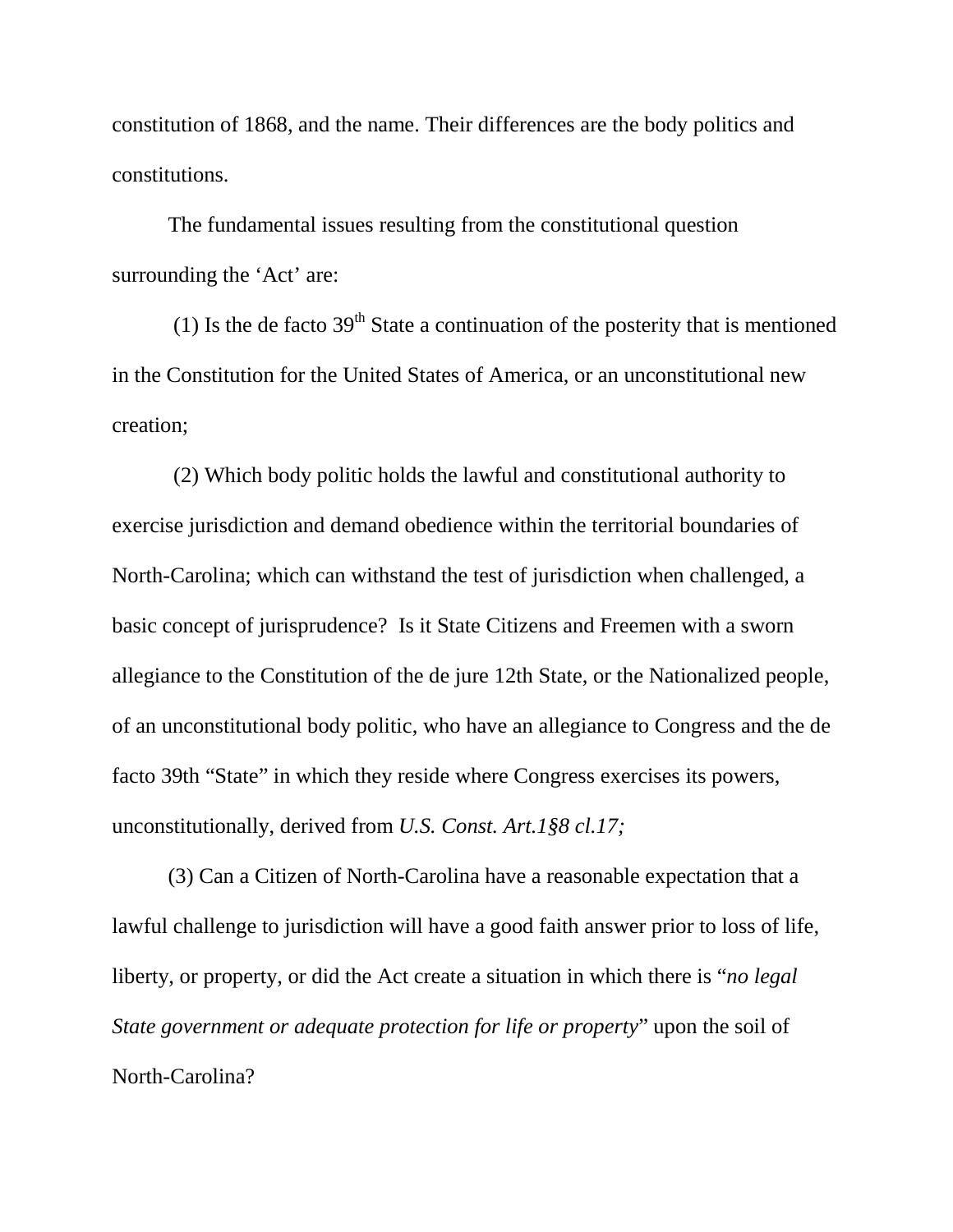constitution of 1868, and the name. Their differences are the body politics and constitutions.

The fundamental issues resulting from the constitutional question surrounding the 'Act' are:

(1) Is the de facto 39th State a continuation of the posterity that is mentioned in the Constitution for the United States of America, or an unconstitutional new creation;

(2) Which body politic holds the lawful and constitutional authority to exercise jurisdiction and demand obedience within the territorial boundaries of North-Carolina; which can withstand the test of jurisdiction when challenged, a basic concept of jurisprudence? Is it State Citizens and Freemen with a sworn allegiance to the Constitution of the de jure 12th State, or the Nationalized people, of an unconstitutional body politic, who have an allegiance to Congress and the de facto 39th "State" in which they reside where Congress exercises its powers, unconstitutionally, derived from *U.S. Const. Art.1§8 cl.17;*

(3) Can a Citizen of North-Carolina have a reasonable expectation that a lawful challenge to jurisdiction will have a good faith answer prior to loss of life, liberty, or property, or did the Act create a situation in which there is "*no legal State government or adequate protection for life or property*" upon the soil of North-Carolina?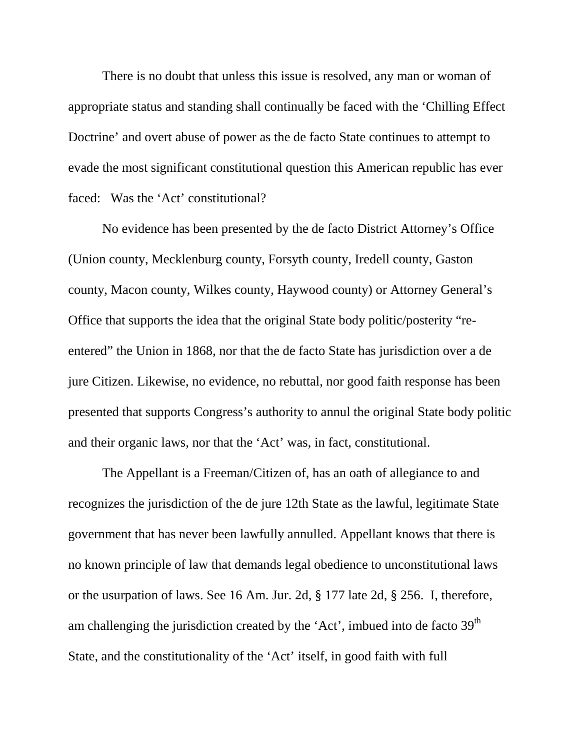There is no doubt that unless this issue is resolved, any man or woman of appropriate status and standing shall continually be faced with the 'Chilling Effect Doctrine' and overt abuse of power as the de facto State continues to attempt to evade the most significant constitutional question this American republic has ever faced:   Was the 'Act' constitutional?

No evidence has been presented by the de facto District Attorney's Office (Union county, Mecklenburg county, Forsyth county, Iredell county, Gaston county, Macon county, Wilkes county, Haywood county) or Attorney General's Office that supports the idea that the original State body politic/posterity "re-entered" the Union in 1868, nor that the de facto State has jurisdiction over a de jure Citizen. Likewise, no evidence, no rebuttal, nor good faith response has been presented that supports Congress's authority to annul the original State body politic and their organic laws, nor that the 'Act' was, in fact, constitutional.

The Appellant is a Freeman/Citizen of, has an oath of allegiance to and recognizes the jurisdiction of the de jure 12th State as the lawful, legitimate State government that has never been lawfully annulled. Appellant knows that there is no known principle of law that demands legal obedience to unconstitutional laws or the usurpation of laws. See 16 Am. Jur. 2d, § 177 late 2d, § 256.  I, therefore, am challenging the jurisdiction created by the 'Act', imbued into de facto 39th State, and the constitutionality of the 'Act' itself, in good faith with full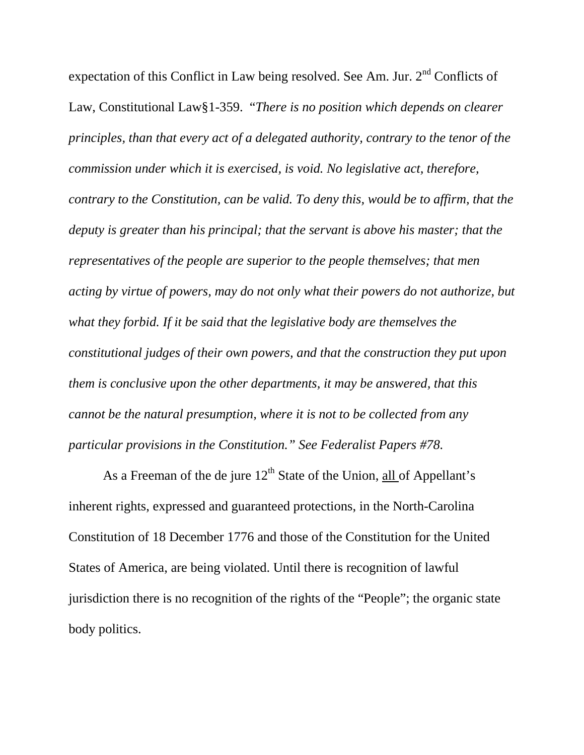expectation of this Conflict in Law being resolved. See Am. Jur. 2nd Conflicts of Law, Constitutional Law§1-359. "*There is no position which depends on clearer principles, than that every act of a delegated authority, contrary to the tenor of the commission under which it is exercised, is void. No legislative act, therefore, contrary to the Constitution, can be valid. To deny this, would be to affirm, that the deputy is greater than his principal; that the servant is above his master; that the representatives of the people are superior to the people themselves; that men acting by virtue of powers, may do not only what their powers do not authorize, but what they forbid. If it be said that the legislative body are themselves the constitutional judges of their own powers, and that the construction they put upon them is conclusive upon the other departments, it may be answered, that this cannot be the natural presumption, where it is not to be collected from any particular provisions in the Constitution." See Federalist Papers #78.*

As a Freeman of the de jure 12th State of the Union, <u>all</u> of Appellant's inherent rights, expressed and guaranteed protections, in the North-Carolina Constitution of 18 December 1776 and those of the Constitution for the United States of America, are being violated. Until there is recognition of lawful jurisdiction there is no recognition of the rights of the "People"; the organic state body politics.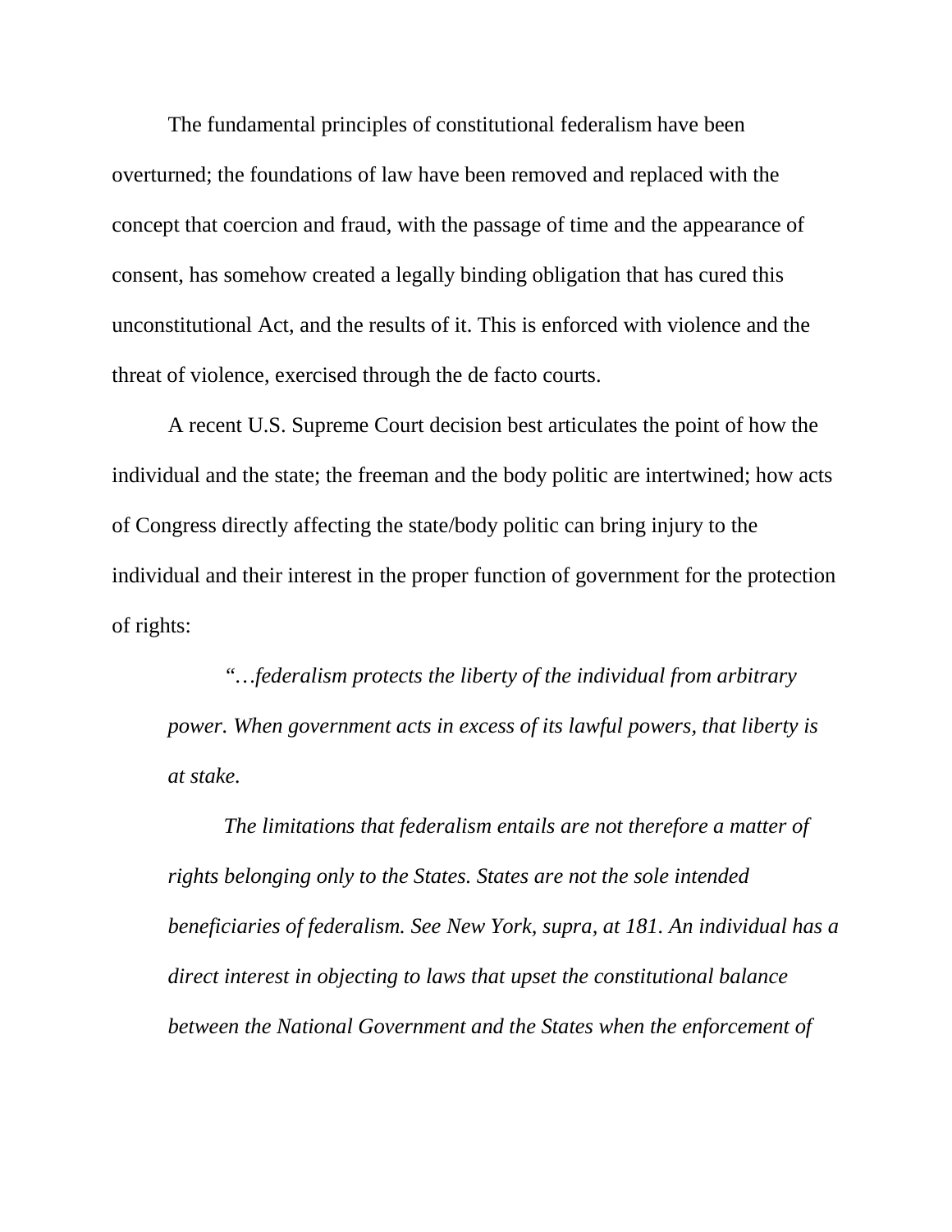The fundamental principles of constitutional federalism have been overturned; the foundations of law have been removed and replaced with the concept that coercion and fraud, with the passage of time and the appearance of consent, has somehow created a legally binding obligation that has cured this unconstitutional Act, and the results of it. This is enforced with violence and the threat of violence, exercised through the de facto courts.

A recent U.S. Supreme Court decision best articulates the point of how the individual and the state; the freeman and the body politic are intertwined; how acts of Congress directly affecting the state/body politic can bring injury to the individual and their interest in the proper function of government for the protection of rights:

> *"…federalism protects the liberty of the individual from arbitrary power. When government acts in excess of its lawful powers, that liberty is at stake.*
>
> *The limitations that federalism entails are not therefore a matter of rights belonging only to the States. States are not the sole intended beneficiaries of federalism. See New York, supra, at 181. An individual has a direct interest in objecting to laws that upset the constitutional balance between the National Government and the States when the enforcement of*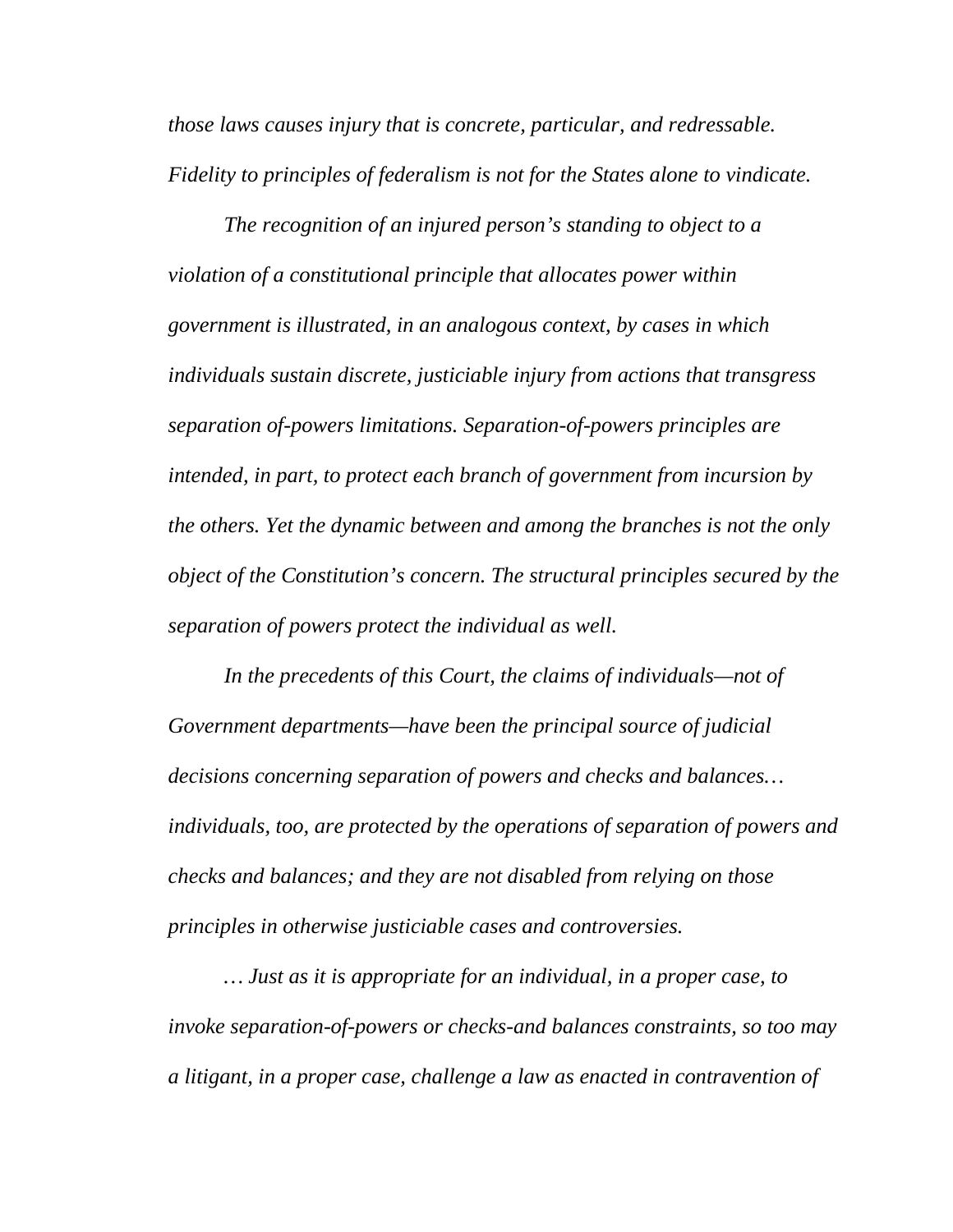*those laws causes injury that is concrete, particular, and redressable. Fidelity to principles of federalism is not for the States alone to vindicate.*

*The recognition of an injured person's standing to object to a violation of a constitutional principle that allocates power within government is illustrated, in an analogous context, by cases in which individuals sustain discrete, justiciable injury from actions that transgress separation of-powers limitations. Separation-of-powers principles are intended, in part, to protect each branch of government from incursion by the others. Yet the dynamic between and among the branches is not the only object of the Constitution's concern. The structural principles secured by the separation of powers protect the individual as well.*

*In the precedents of this Court, the claims of individuals—not of Government departments—have been the principal source of judicial decisions concerning separation of powers and checks and balances… individuals, too, are protected by the operations of separation of powers and checks and balances; and they are not disabled from relying on those principles in otherwise justiciable cases and controversies.*

*… Just as it is appropriate for an individual, in a proper case, to invoke separation-of-powers or checks-and balances constraints, so too may a litigant, in a proper case, challenge a law as enacted in contravention of*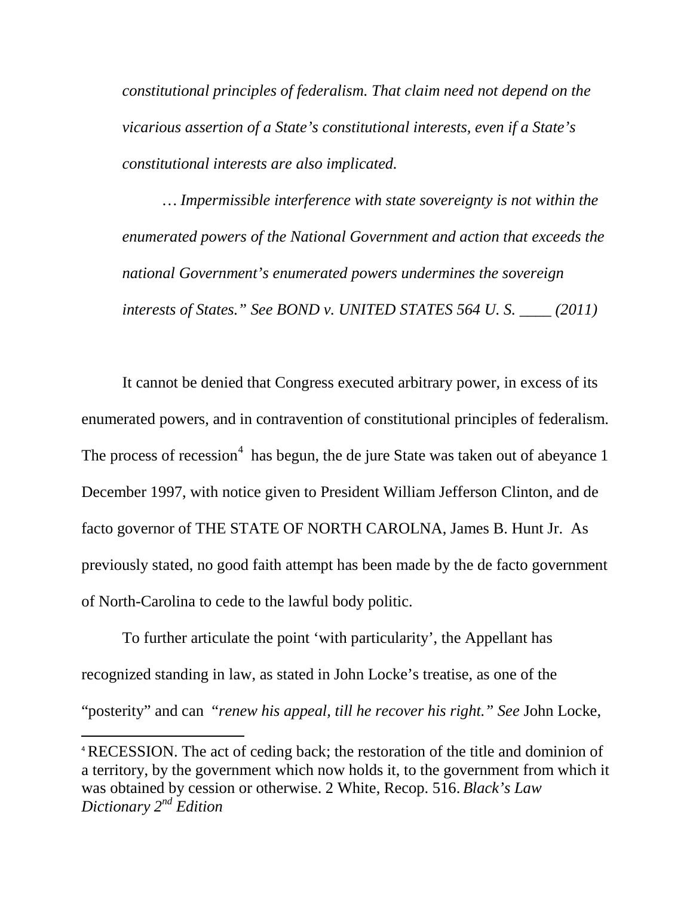*constitutional principles of federalism. That claim need not depend on the vicarious assertion of a State's constitutional interests, even if a State's constitutional interests are also implicated.*

*… Impermissible interference with state sovereignty is not within the enumerated powers of the National Government and action that exceeds the national Government's enumerated powers undermines the sovereign interests of States." See BOND v. UNITED STATES 564 U. S. ____ (2011)*

It cannot be denied that Congress executed arbitrary power, in excess of its enumerated powers, and in contravention of constitutional principles of federalism. The process of recession[4] has begun, the de jure State was taken out of abeyance 1 December 1997, with notice given to President William Jefferson Clinton, and de facto governor of THE STATE OF NORTH CAROLNA, James B. Hunt Jr. As previously stated, no good faith attempt has been made by the de facto government of North-Carolina to cede to the lawful body politic.

To further articulate the point 'with particularity', the Appellant has recognized standing in law, as stated in John Locke's treatise, as one of the "posterity" and can *"renew his appeal, till he recover his right." See* John Locke,

---

[4] RECESSION. The act of ceding back; the restoration of the title and dominion of a territory, by the government which now holds it, to the government from which it was obtained by cession or otherwise. 2 White, Recop. 516. *Black's Law Dictionary 2nd Edition*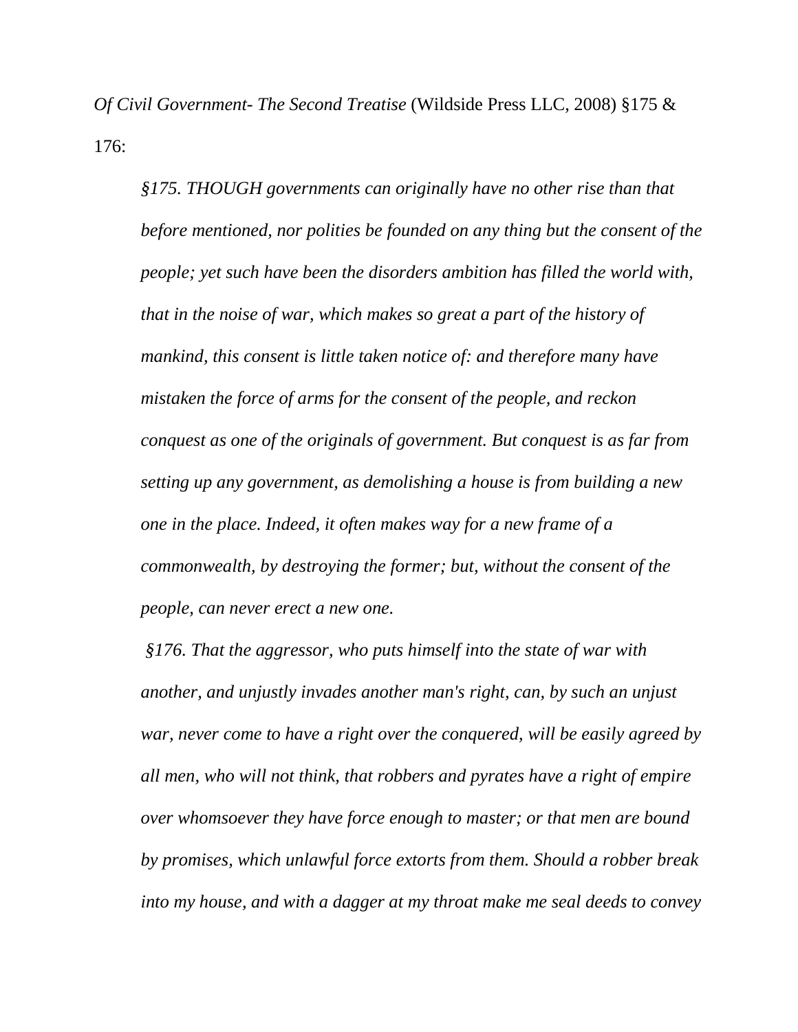*Of Civil Government- The Second Treatise* (Wildside Press LLC, 2008) §175 & 176:

> *§175. THOUGH governments can originally have no other rise than that before mentioned, nor polities be founded on any thing but the consent of the people; yet such have been the disorders ambition has filled the world with, that in the noise of war, which makes so great a part of the history of mankind, this consent is little taken notice of: and therefore many have mistaken the force of arms for the consent of the people, and reckon conquest as one of the originals of government. But conquest is as far from setting up any government, as demolishing a house is from building a new one in the place. Indeed, it often makes way for a new frame of a commonwealth, by destroying the former; but, without the consent of the people, can never erect a new one.*
>
> *§176. That the aggressor, who puts himself into the state of war with another, and unjustly invades another man's right, can, by such an unjust war, never come to have a right over the conquered, will be easily agreed by all men, who will not think, that robbers and pyrates have a right of empire over whomsoever they have force enough to master; or that men are bound by promises, which unlawful force extorts from them. Should a robber break into my house, and with a dagger at my throat make me seal deeds to convey*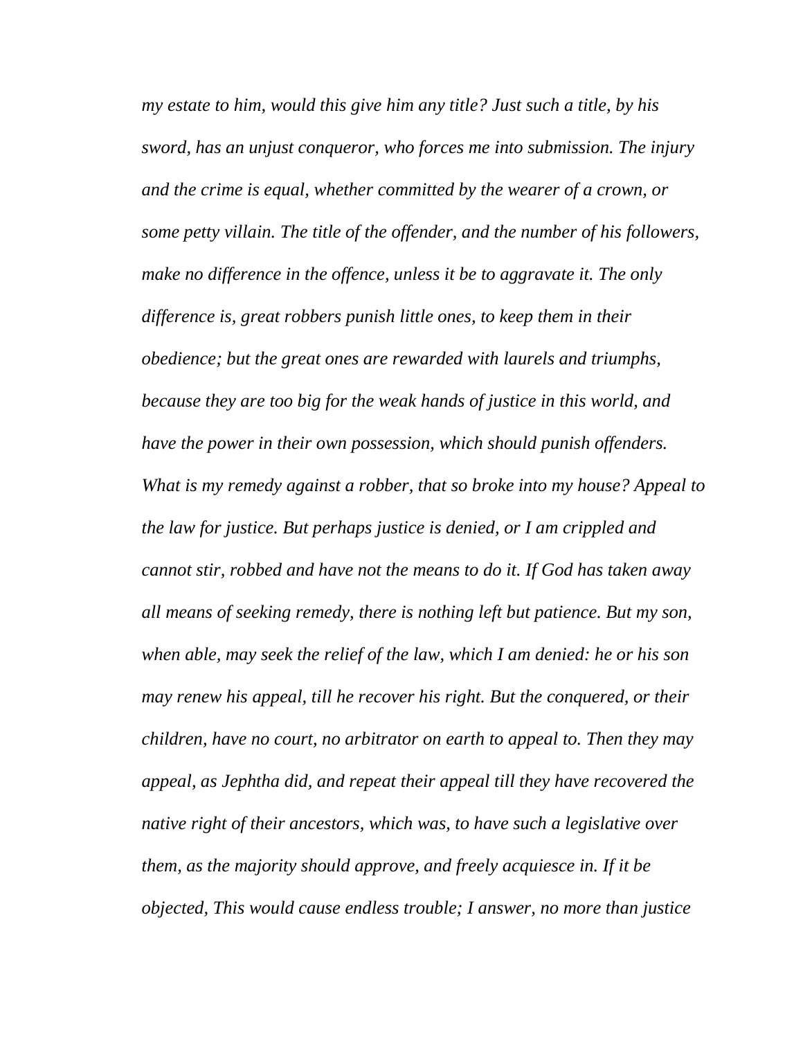*my estate to him, would this give him any title? Just such a title, by his sword, has an unjust conqueror, who forces me into submission. The injury and the crime is equal, whether committed by the wearer of a crown, or some petty villain. The title of the offender, and the number of his followers, make no difference in the offence, unless it be to aggravate it. The only difference is, great robbers punish little ones, to keep them in their obedience; but the great ones are rewarded with laurels and triumphs, because they are too big for the weak hands of justice in this world, and have the power in their own possession, which should punish offenders. What is my remedy against a robber, that so broke into my house? Appeal to the law for justice. But perhaps justice is denied, or I am crippled and cannot stir, robbed and have not the means to do it. If God has taken away all means of seeking remedy, there is nothing left but patience. But my son, when able, may seek the relief of the law, which I am denied: he or his son may renew his appeal, till he recover his right. But the conquered, or their children, have no court, no arbitrator on earth to appeal to. Then they may appeal, as Jephtha did, and repeat their appeal till they have recovered the native right of their ancestors, which was, to have such a legislative over them, as the majority should approve, and freely acquiesce in. If it be objected, This would cause endless trouble; I answer, no more than justice*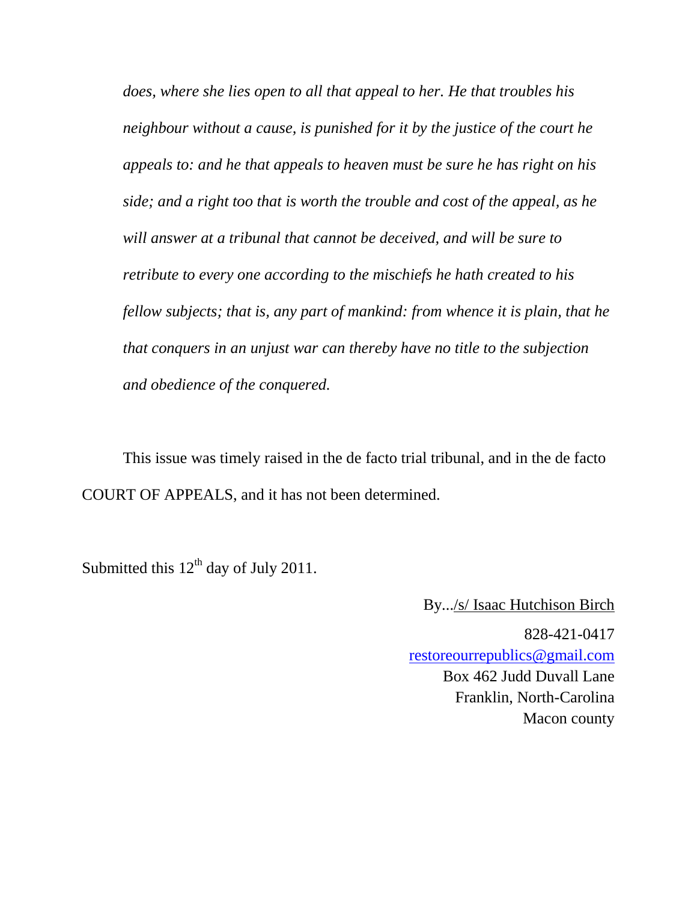*does, where she lies open to all that appeal to her. He that troubles his neighbour without a cause, is punished for it by the justice of the court he appeals to: and he that appeals to heaven must be sure he has right on his side; and a right too that is worth the trouble and cost of the appeal, as he will answer at a tribunal that cannot be deceived, and will be sure to retribute to every one according to the mischiefs he hath created to his fellow subjects; that is, any part of mankind: from whence it is plain, that he that conquers in an unjust war can thereby have no title to the subjection and obedience of the conquered.*

This issue was timely raised in the de facto trial tribunal, and in the de facto COURT OF APPEALS, and it has not been determined.

Submitted this 12th day of July 2011.

By.../s/ Isaac Hutchison Birch

828-421-0417
restoreourrepublics@gmail.com
Box 462 Judd Duvall Lane
Franklin, North-Carolina
Macon county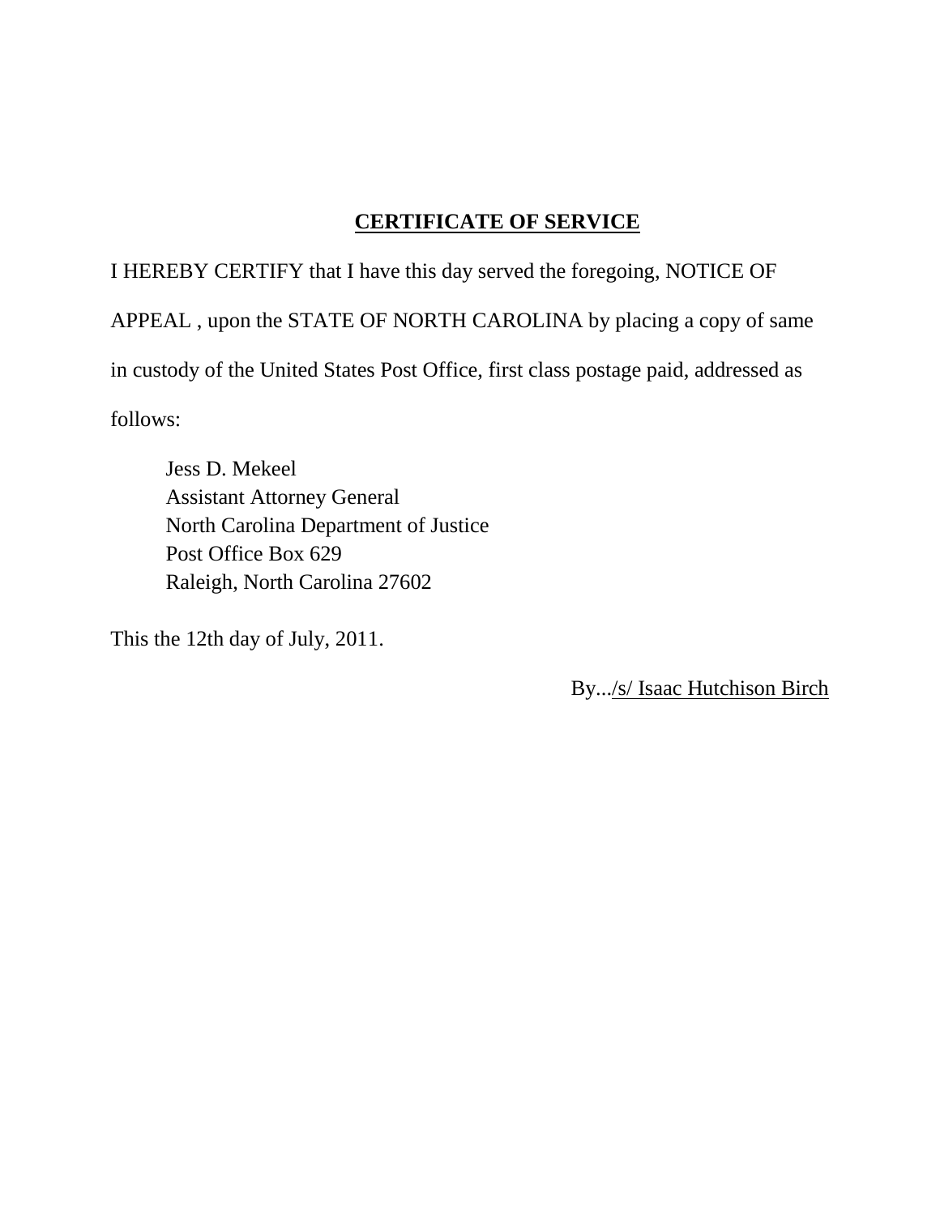## CERTIFICATE OF SERVICE

I HEREBY CERTIFY that I have this day served the foregoing, NOTICE OF APPEAL , upon the STATE OF NORTH CAROLINA by placing a copy of same in custody of the United States Post Office, first class postage paid, addressed as follows:

Jess D. Mekeel  
Assistant Attorney General  
North Carolina Department of Justice  
Post Office Box 629  
Raleigh, North Carolina 27602

This the 12th day of July, 2011.

By.../s/ Isaac Hutchison Birch